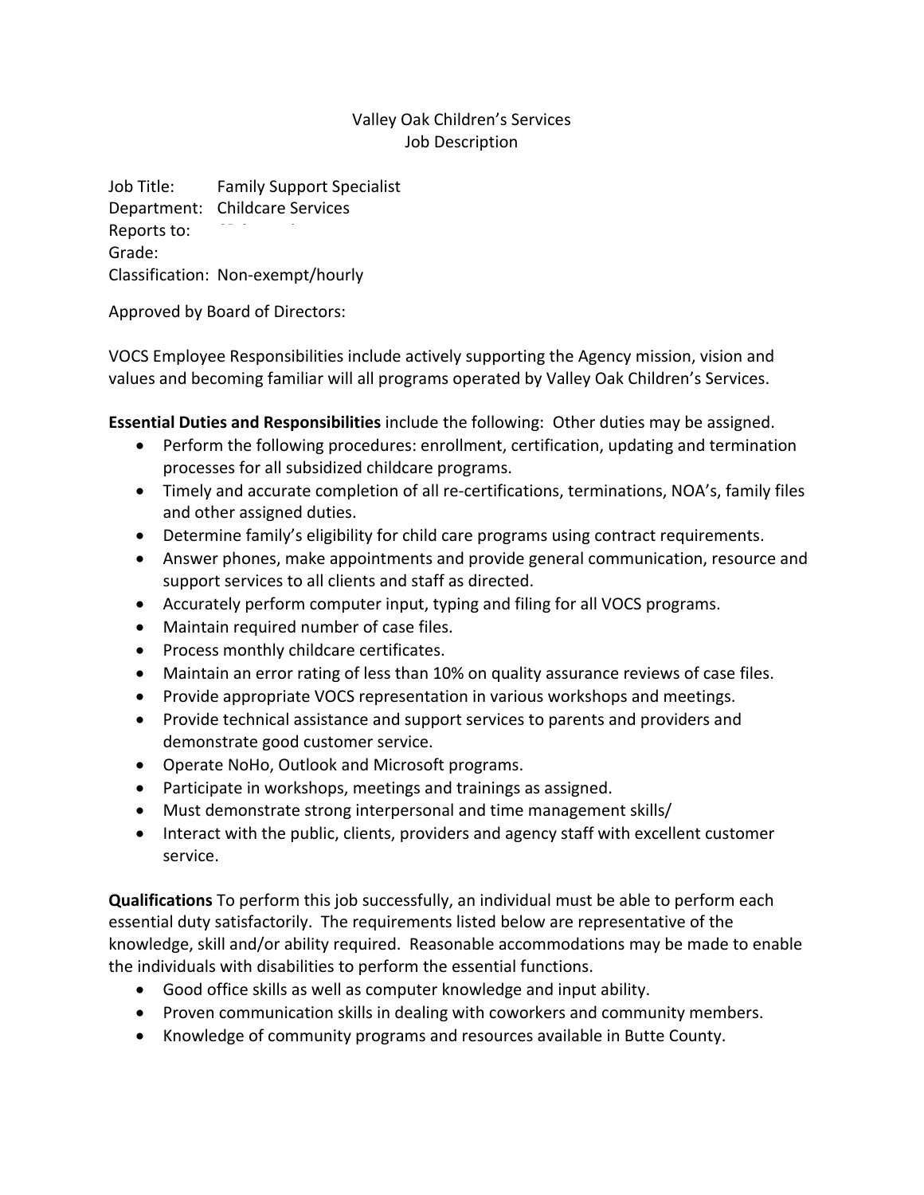Valley Oak Children's Services
Job Description

Job Title: Family Support Specialist
Department: Childcare Services
Reports to:
Grade:
Classification: Non-exempt/hourly

Approved by Board of Directors:

VOCS Employee Responsibilities include actively supporting the Agency mission, vision and values and becoming familiar will all programs operated by Valley Oak Children's Services.

**Essential Duties and Responsibilities** include the following: Other duties may be assigned.

- Perform the following procedures: enrollment, certification, updating and termination processes for all subsidized childcare programs.
- Timely and accurate completion of all re-certifications, terminations, NOA's, family files and other assigned duties.
- Determine family's eligibility for child care programs using contract requirements.
- Answer phones, make appointments and provide general communication, resource and support services to all clients and staff as directed.
- Accurately perform computer input, typing and filing for all VOCS programs.
- Maintain required number of case files.
- Process monthly childcare certificates.
- Maintain an error rating of less than 10% on quality assurance reviews of case files.
- Provide appropriate VOCS representation in various workshops and meetings.
- Provide technical assistance and support services to parents and providers and demonstrate good customer service.
- Operate NoHo, Outlook and Microsoft programs.
- Participate in workshops, meetings and trainings as assigned.
- Must demonstrate strong interpersonal and time management skills/
- Interact with the public, clients, providers and agency staff with excellent customer service.

**Qualifications** To perform this job successfully, an individual must be able to perform each essential duty satisfactorily. The requirements listed below are representative of the knowledge, skill and/or ability required. Reasonable accommodations may be made to enable the individuals with disabilities to perform the essential functions.

- Good office skills as well as computer knowledge and input ability.
- Proven communication skills in dealing with coworkers and community members.
- Knowledge of community programs and resources available in Butte County.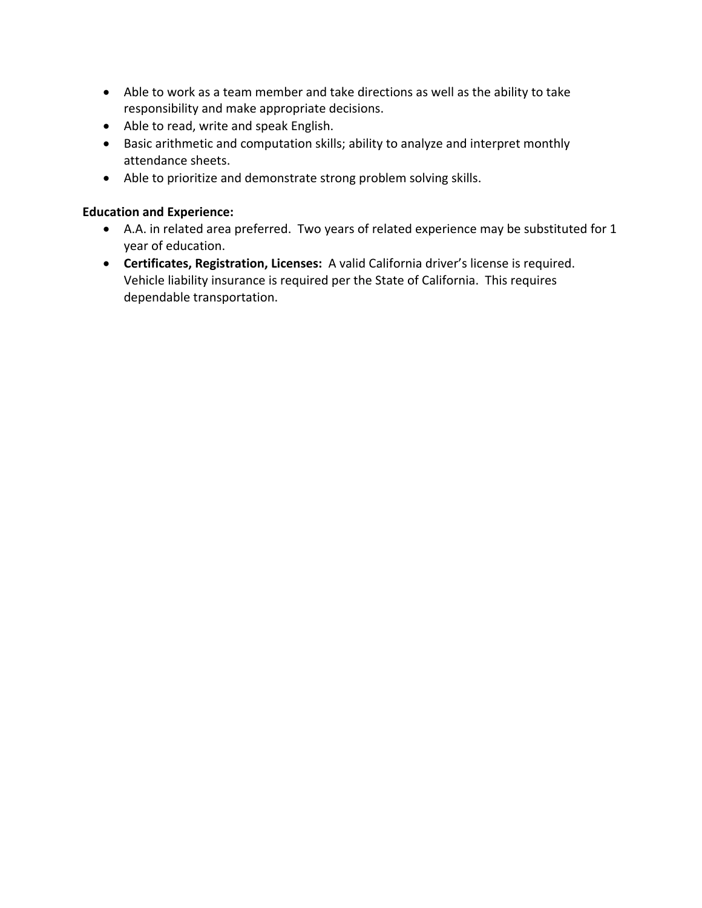- Able to work as a team member and take directions as well as the ability to take responsibility and make appropriate decisions.
- Able to read, write and speak English.
- Basic arithmetic and computation skills; ability to analyze and interpret monthly attendance sheets.
- Able to prioritize and demonstrate strong problem solving skills.

**Education and Experience:**

- A.A. in related area preferred. Two years of related experience may be substituted for 1 year of education.
- **Certificates, Registration, Licenses:** A valid California driver's license is required. Vehicle liability insurance is required per the State of California. This requires dependable transportation.